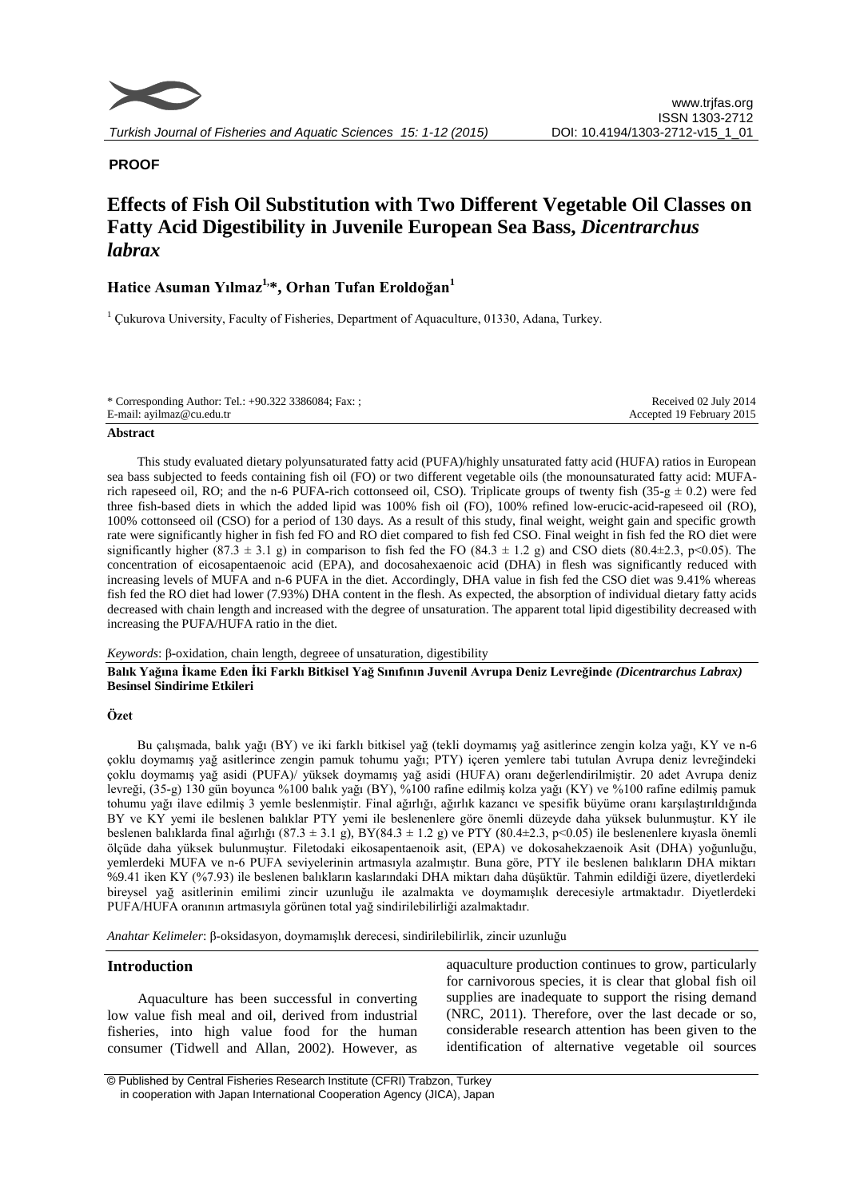**PROOF**

# Effects of Fish Oil Substitution with Two Different Vegetable Oil Classes on Fatty Acid Digestibility in Juvenile European Sea Bass, *Dicentrarchus labrax*

**Hatice Asuman Yılmaz[1,]*, Orhan Tufan Eroldoğan[1]**

[1] Çukurova University, Faculty of Fisheries, Department of Aquaculture, 01330, Adana, Turkey.

\* Corresponding Author: Tel.: +90.322 3386084; Fax: ;
E-mail: ayilmaz@cu.edu.tr

Received 02 July 2014
Accepted 19 February 2015

## Abstract

This study evaluated dietary polyunsaturated fatty acid (PUFA)/highly unsaturated fatty acid (HUFA) ratios in European sea bass subjected to feeds containing fish oil (FO) or two different vegetable oils (the monounsaturated fatty acid: MUFA-rich rapeseed oil, RO; and the n-6 PUFA-rich cottonseed oil, CSO). Triplicate groups of twenty fish (35-g ± 0.2) were fed three fish-based diets in which the added lipid was 100% fish oil (FO), 100% refined low-erucic-acid-rapeseed oil (RO), 100% cottonseed oil (CSO) for a period of 130 days. As a result of this study, final weight, weight gain and specific growth rate were significantly higher in fish fed FO and RO diet compared to fish fed CSO. Final weight in fish fed the RO diet were significantly higher (87.3 ± 3.1 g) in comparison to fish fed the FO (84.3 ± 1.2 g) and CSO diets (80.4±2.3, $p<0.05$). The concentration of eicosapentaenoic acid (EPA), and docosahexaenoic acid (DHA) in flesh was significantly reduced with increasing levels of MUFA and n-6 PUFA in the diet. Accordingly, DHA value in fish fed the CSO diet was 9.41% whereas fish fed the RO diet had lower (7.93%) DHA content in the flesh. As expected, the absorption of individual dietary fatty acids decreased with chain length and increased with the degree of unsaturation. The apparent total lipid digestibility decreased with increasing the PUFA/HUFA ratio in the diet.

*Keywords*: β-oxidation, chain length, degreee of unsaturation, digestibility

**Balık Yağına İkame Eden İki Farklı Bitkisel Yağ Sınıfının Juvenil Avrupa Deniz Levreğinde *(Dicentrarchus Labrax)* Besinsel Sindirime Etkileri**

## Özet

Bu çalışmada, balık yağı (BY) ve iki farklı bitkisel yağ (tekli doymamış yağ asitlerince zengin kolza yağı, KY ve n-6 çoklu doymamış yağ asitlerince zengin pamuk tohumu yağı; PTY) içeren yemlere tabi tutulan Avrupa deniz levreğindeki çoklu doymamış yağ asidi (PUFA)/ yüksek doymamış yağ asidi (HUFA) oranı değerlendirilmiştir. 20 adet Avrupa deniz levreği, (35-g) 130 gün boyunca %100 balık yağı (BY), %100 rafine edilmiş kolza yağı (KY) ve %100 rafine edilmiş pamuk tohumu yağı ilave edilmiş 3 yemle beslenmiştir. Final ağırlığı, ağırlık kazancı ve spesifik büyüme oranı karşılaştırıldığında BY ve KY yemi ile beslenen balıklar PTY yemi ile beslenenlere göre önemli düzeyde daha yüksek bulunmuştur. KY ile beslenen balıklarda final ağırlığı (87.3 ± 3.1 g), BY(84.3 ± 1.2 g) ve PTY (80.4±2.3, $p<0.05$) ile beslenenlere kıyasla önemli ölçüde daha yüksek bulunmuştur. Filetodaki eikosapentaenoik asit, (EPA) ve dokosahekzaenoik Asit (DHA) yoğunluğu, yemlerdeki MUFA ve n-6 PUFA seviyelerinin artmasıyla azalmıştır. Buna göre, PTY ile beslenen balıkların DHA miktarı %9.41 iken KY (%7.93) ile beslenen balıkların kaslarındaki DHA miktarı daha düşüktür. Tahmin edildiği üzere, diyetlerdeki bireysel yağ asitlerinin emilimi zincir uzunluğu ile azalmakta ve doymamışlık derecesiyle artmaktadır. Diyetlerdeki PUFA/HUFA oranının artmasıyla görünen total yağ sindirilebilirliği azalmaktadır.

*Anahtar Kelimeler*: β-oksidasyon, doymamışlık derecesi, sindirilebilirlik, zincir uzunluğu

## Introduction

Aquaculture has been successful in converting low value fish meal and oil, derived from industrial fisheries, into high value food for the human consumer (Tidwell and Allan, 2002). However, as aquaculture production continues to grow, particularly for carnivorous species, it is clear that global fish oil supplies are inadequate to support the rising demand (NRC, 2011). Therefore, over the last decade or so, considerable research attention has been given to the identification of alternative vegetable oil sources

© Published by Central Fisheries Research Institute (CFRI) Trabzon, Turkey in cooperation with Japan International Cooperation Agency (JICA), Japan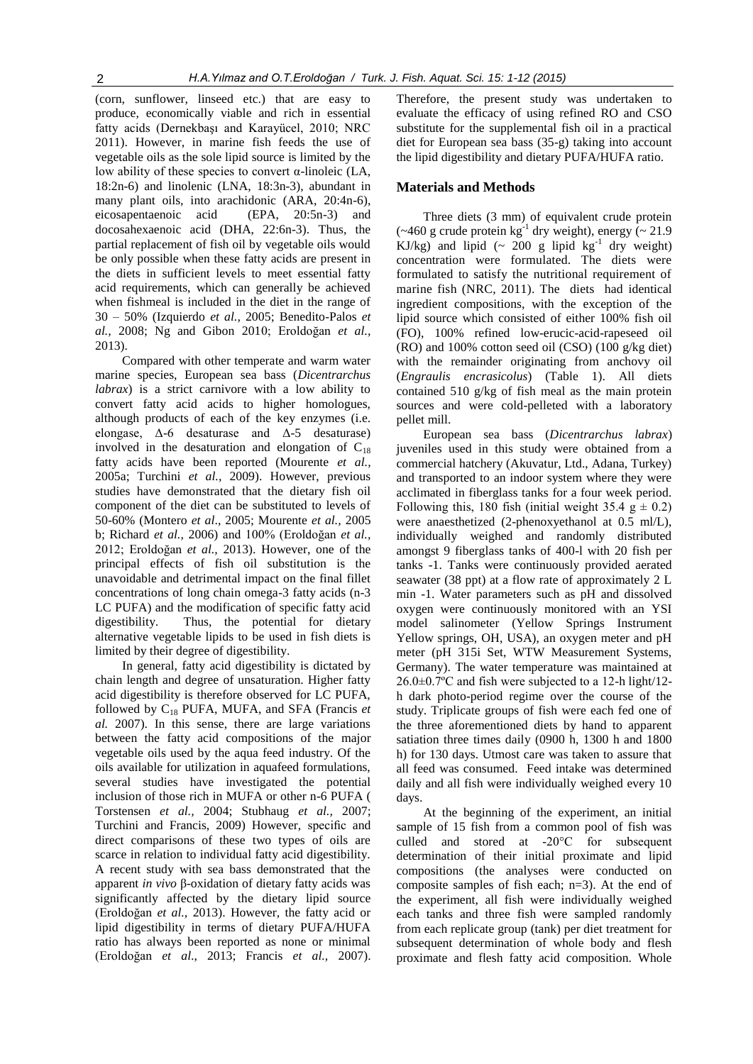(corn, sunflower, linseed etc.) that are easy to produce, economically viable and rich in essential fatty acids (Dernekbaşı and Karayücel, 2010; NRC 2011). However, in marine fish feeds the use of vegetable oils as the sole lipid source is limited by the low ability of these species to convert α-linoleic (LA, 18:2n-6) and linolenic (LNA, 18:3n-3), abundant in many plant oils, into arachidonic (ARA, 20:4n-6), eicosapentaenoic acid (EPA, 20:5n-3) and docosahexaenoic acid (DHA, 22:6n-3). Thus, the partial replacement of fish oil by vegetable oils would be only possible when these fatty acids are present in the diets in sufficient levels to meet essential fatty acid requirements, which can generally be achieved when fishmeal is included in the diet in the range of 30 – 50% (Izquierdo *et al.*, 2005; Benedito-Palos *et al.*, 2008; Ng and Gibon 2010; Eroldoğan *et al.*, 2013).

Compared with other temperate and warm water marine species, European sea bass (*Dicentrarchus labrax*) is a strict carnivore with a low ability to convert fatty acid acids to higher homologues, although products of each of the key enzymes (i.e. elongase, Δ-6 desaturase and Δ-5 desaturase) involved in the desaturation and elongation of $C_{18}$ fatty acids have been reported (Mourente *et al.*, 2005a; Turchini *et al.*, 2009). However, previous studies have demonstrated that the dietary fish oil component of the diet can be substituted to levels of 50-60% (Montero *et al*., 2005; Mourente *et al.,* 2005 b; Richard *et al.,* 2006) and 100% (Eroldoğan *et al.,* 2012; Eroldoğan *et al.,* 2013). However, one of the principal effects of fish oil substitution is the unavoidable and detrimental impact on the final fillet concentrations of long chain omega-3 fatty acids (n-3 LC PUFA) and the modification of specific fatty acid digestibility. Thus, the potential for dietary alternative vegetable lipids to be used in fish diets is limited by their degree of digestibility.

In general, fatty acid digestibility is dictated by chain length and degree of unsaturation. Higher fatty acid digestibility is therefore observed for LC PUFA, followed by $C_{18}$ PUFA, MUFA, and SFA (Francis *et al.* 2007). In this sense, there are large variations between the fatty acid compositions of the major vegetable oils used by the aqua feed industry. Of the oils available for utilization in aquafeed formulations, several studies have investigated the potential inclusion of those rich in MUFA or other n-6 PUFA ( Torstensen *et al.*, 2004; Stubhaug *et al.,* 2007; Turchini and Francis, 2009) However, specific and direct comparisons of these two types of oils are scarce in relation to individual fatty acid digestibility. A recent study with sea bass demonstrated that the apparent *in vivo* β-oxidation of dietary fatty acids was significantly affected by the dietary lipid source (Eroldoğan *et al.,* 2013). However, the fatty acid or lipid digestibility in terms of dietary PUFA/HUFA ratio has always been reported as none or minimal (Eroldoğan *et al*., 2013; Francis *et al.,* 2007). Therefore, the present study was undertaken to evaluate the efficacy of using refined RO and CSO substitute for the supplemental fish oil in a practical diet for European sea bass (35-g) taking into account the lipid digestibility and dietary PUFA/HUFA ratio.

## Materials and Methods

Three diets (3 mm) of equivalent crude protein (~460 g crude protein $kg^{-1}$ dry weight), energy (~ 21.9 KJ/kg) and lipid (~ 200 g lipid $kg^{-1}$ dry weight) concentration were formulated. The diets were formulated to satisfy the nutritional requirement of marine fish (NRC, 2011). The diets had identical ingredient compositions, with the exception of the lipid source which consisted of either 100% fish oil (FO), 100% refined low-erucic-acid-rapeseed oil (RO) and 100% cotton seed oil (CSO) (100 g/kg diet) with the remainder originating from anchovy oil (*Engraulis encrasicolus*) (Table 1). All diets contained 510 g/kg of fish meal as the main protein sources and were cold-pelleted with a laboratory pellet mill.

European sea bass (*Dicentrarchus labrax*) juveniles used in this study were obtained from a commercial hatchery (Akuvatur, Ltd., Adana, Turkey) and transported to an indoor system where they were acclimated in fiberglass tanks for a four week period. Following this, 180 fish (initial weight 35.4 g ± 0.2) were anaesthetized (2-phenoxyethanol at 0.5 ml/L), individually weighed and randomly distributed amongst 9 fiberglass tanks of 400-l with 20 fish per tanks -1. Tanks were continuously provided aerated seawater (38 ppt) at a flow rate of approximately 2 L min -1. Water parameters such as pH and dissolved oxygen were continuously monitored with an YSI model salinometer (Yellow Springs Instrument Yellow springs, OH, USA), an oxygen meter and pH meter (pH 315i Set, WTW Measurement Systems, Germany). The water temperature was maintained at 26.0±0.7ºC and fish were subjected to a 12-h light/12-h dark photo-period regime over the course of the study. Triplicate groups of fish were each fed one of the three aforementioned diets by hand to apparent satiation three times daily (0900 h, 1300 h and 1800 h) for 130 days. Utmost care was taken to assure that all feed was consumed. Feed intake was determined daily and all fish were individually weighed every 10 days.

At the beginning of the experiment, an initial sample of 15 fish from a common pool of fish was culled and stored at -20°C for subsequent determination of their initial proximate and lipid compositions (the analyses were conducted on composite samples of fish each; n=3). At the end of the experiment, all fish were individually weighed each tanks and three fish were sampled randomly from each replicate group (tank) per diet treatment for subsequent determination of whole body and flesh proximate and flesh fatty acid composition. Whole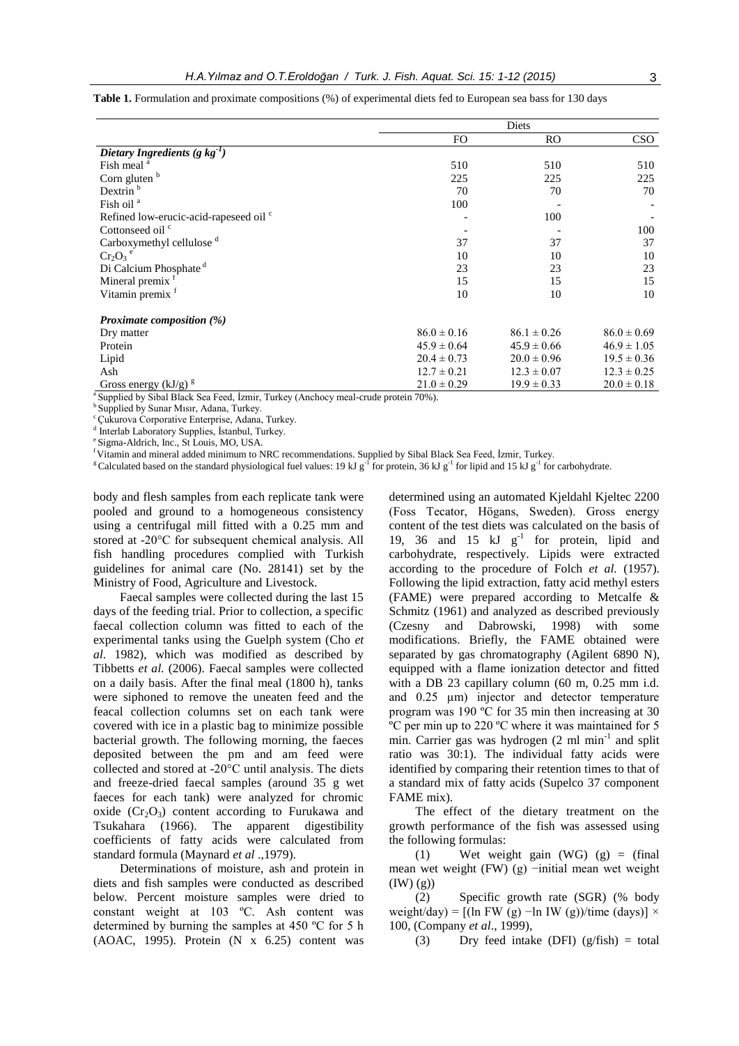**Table 1.** Formulation and proximate compositions (%) of experimental diets fed to European sea bass for 130 days

| | Diets | | |
|---|---|---|---|
| | FO | RO | CSO |
| ***Dietary Ingredients (g kg$^{-1}$)*** | | | |
| Fish meal [a] | 510 | 510 | 510 |
| Corn gluten [b] | 225 | 225 | 225 |
| Dextrin [b] | 70 | 70 | 70 |
| Fish oil [a] | 100 | - | - |
| Refined low-erucic-acid-rapeseed oil [c] | - | 100 | - |
| Cottonseed oil [c] | - | - | 100 |
| Carboxymethyl cellulose [d] | 37 | 37 | 37 |
| $Cr_2O_3$ [e] | 10 | 10 | 10 |
| Di Calcium Phosphate [d] | 23 | 23 | 23 |
| Mineral premix [f] | 15 | 15 | 15 |
| Vitamin premix [f] | 10 | 10 | 10 |
| ***Proximate composition (%)*** | | | |
| Dry matter | 86.0 ± 0.16 | 86.1 ± 0.26 | 86.0 ± 0.69 |
| Protein | 45.9 ± 0.64 | 45.9 ± 0.66 | 46.9 ± 1.05 |
| Lipid | 20.4 ± 0.73 | 20.0 ± 0.96 | 19.5 ± 0.36 |
| Ash | 12.7 ± 0.21 | 12.3 ± 0.07 | 12.3 ± 0.25 |
| Gross energy (kJ/g) [g] | 21.0 ± 0.29 | 19.9 ± 0.33 | 20.0 ± 0.18 |

[a] Supplied by Sibal Black Sea Feed, İzmir, Turkey (Anchocy meal-crude protein 70%).
[b] Supplied by Sunar Mısır, Adana, Turkey.
[c] Çukurova Corporative Enterprise, Adana, Turkey.
[d] Interlab Laboratory Supplies, İstanbul, Turkey.
[e] Sigma-Aldrich, Inc., St Louis, MO, USA.
[f] Vitamin and mineral added minimum to NRC recommendations. Supplied by Sibal Black Sea Feed, İzmir, Turkey.
[g] Calculated based on the standard physiological fuel values: 19 kJ g$^{-1}$ for protein, 36 kJ g$^{-1}$ for lipid and 15 kJ g$^{-1}$ for carbohydrate.

body and flesh samples from each replicate tank were pooled and ground to a homogeneous consistency using a centrifugal mill fitted with a 0.25 mm and stored at -20°C for subsequent chemical analysis. All fish handling procedures complied with Turkish guidelines for animal care (No. 28141) set by the Ministry of Food, Agriculture and Livestock.

Faecal samples were collected during the last 15 days of the feeding trial. Prior to collection, a specific faecal collection column was fitted to each of the experimental tanks using the Guelph system (Cho *et al.* 1982), which was modified as described by Tibbetts *et al.* (2006). Faecal samples were collected on a daily basis. After the final meal (1800 h), tanks were siphoned to remove the uneaten feed and the feacal collection columns set on each tank were covered with ice in a plastic bag to minimize possible bacterial growth. The following morning, the faeces deposited between the pm and am feed were collected and stored at -20°C until analysis. The diets and freeze-dried faecal samples (around 35 g wet faeces for each tank) were analyzed for chromic oxide ($Cr_2O_3$) content according to Furukawa and Tsukahara (1966). The apparent digestibility coefficients of fatty acids were calculated from standard formula (Maynard *et al* .,1979).

Determinations of moisture, ash and protein in diets and fish samples were conducted as described below. Percent moisture samples were dried to constant weight at 103 ºC. Ash content was determined by burning the samples at 450 ºC for 5 h (AOAC, 1995). Protein (N x 6.25) content was determined using an automated Kjeldahl Kjeltec 2200 (Foss Tecator, Högans, Sweden). Gross energy content of the test diets was calculated on the basis of 19, 36 and 15 kJ g$^{-1}$ for protein, lipid and carbohydrate, respectively. Lipids were extracted according to the procedure of Folch *et al.* (1957). Following the lipid extraction, fatty acid methyl esters (FAME) were prepared according to Metcalfe & Schmitz (1961) and analyzed as described previously (Czesny and Dabrowski, 1998) with some modifications. Briefly, the FAME obtained were separated by gas chromatography (Agilent 6890 N), equipped with a flame ionization detector and fitted with a DB 23 capillary column (60 m, 0.25 mm i.d. and 0.25 µm) injector and detector temperature program was 190 ºC for 35 min then increasing at 30 ºC per min up to 220 ºC where it was maintained for 5 min. Carrier gas was hydrogen (2 ml min$^{-1}$ and split ratio was 30:1). The individual fatty acids were identified by comparing their retention times to that of a standard mix of fatty acids (Supelco 37 component FAME mix).

The effect of the dietary treatment on the growth performance of the fish was assessed using the following formulas:

(1) Wet weight gain (WG) (g) = (final mean wet weight (FW) (g) −initial mean wet weight (IW) (g))

(2) Specific growth rate (SGR) (% body weight/day) = [(ln FW (g) −ln IW (g))/time (days)] × 100, (Company *et al*., 1999),

(3) Dry feed intake (DFI) (g/fish) = total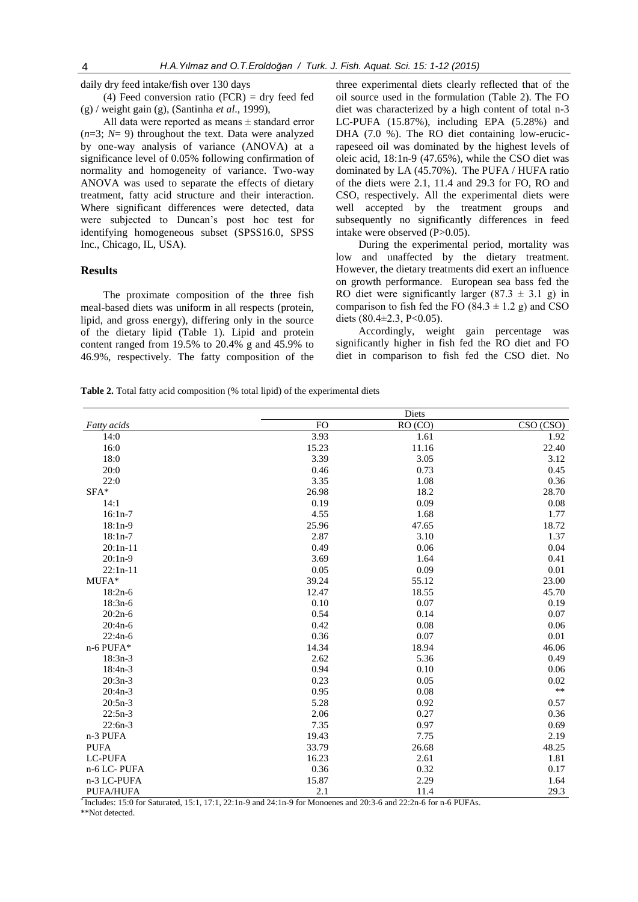daily dry feed intake/fish over 130 days

(4) Feed conversion ratio (FCR) = dry feed fed (g) / weight gain (g), (Santinha *et al*., 1999),

All data were reported as means ± standard error (*n*=3; *N*= 9) throughout the text. Data were analyzed by one-way analysis of variance (ANOVA) at a significance level of 0.05% following confirmation of normality and homogeneity of variance. Two-way ANOVA was used to separate the effects of dietary treatment, fatty acid structure and their interaction. Where significant differences were detected, data were subjected to Duncan's post hoc test for identifying homogeneous subset (SPSS16.0, SPSS Inc., Chicago, IL, USA).

## Results

The proximate composition of the three fish meal-based diets was uniform in all respects (protein, lipid, and gross energy), differing only in the source of the dietary lipid (Table 1). Lipid and protein content ranged from 19.5% to 20.4% g and 45.9% to 46.9%, respectively. The fatty composition of the three experimental diets clearly reflected that of the oil source used in the formulation (Table 2). The FO diet was characterized by a high content of total n-3 LC-PUFA (15.87%), including EPA (5.28%) and DHA (7.0 %). The RO diet containing low-erucic-rapeseed oil was dominated by the highest levels of oleic acid, 18:1n-9 (47.65%), while the CSO diet was dominated by LA (45.70%). The PUFA / HUFA ratio of the diets were 2.1, 11.4 and 29.3 for FO, RO and CSO, respectively. All the experimental diets were well accepted by the treatment groups and subsequently no significantly differences in feed intake were observed (P>0.05).

During the experimental period, mortality was low and unaffected by the dietary treatment. However, the dietary treatments did exert an influence on growth performance. European sea bass fed the RO diet were significantly larger (87.3 ± 3.1 g) in comparison to fish fed the FO (84.3 ± 1.2 g) and CSO diets (80.4±2.3, P<0.05).

Accordingly, weight gain percentage was significantly higher in fish fed the RO diet and FO diet in comparison to fish fed the CSO diet. No

**Table 2.** Total fatty acid composition (% total lipid) of the experimental diets

| | Diets | | |
|---|---|---|---|
| *Fatty acids* | FO | RO (CO) | CSO (CSO) |
| 14:0 | 3.93 | 1.61 | 1.92 |
| 16:0 | 15.23 | 11.16 | 22.40 |
| 18:0 | 3.39 | 3.05 | 3.12 |
| 20:0 | 0.46 | 0.73 | 0.45 |
| 22:0 | 3.35 | 1.08 | 0.36 |
| SFA* | 26.98 | 18.2 | 28.70 |
| 14:1 | 0.19 | 0.09 | 0.08 |
| 16:1n-7 | 4.55 | 1.68 | 1.77 |
| 18:1n-9 | 25.96 | 47.65 | 18.72 |
| 18:1n-7 | 2.87 | 3.10 | 1.37 |
| 20:1n-11 | 0.49 | 0.06 | 0.04 |
| 20:1n-9 | 3.69 | 1.64 | 0.41 |
| 22:1n-11 | 0.05 | 0.09 | 0.01 |
| MUFA* | 39.24 | 55.12 | 23.00 |
| 18:2n-6 | 12.47 | 18.55 | 45.70 |
| 18:3n-6 | 0.10 | 0.07 | 0.19 |
| 20:2n-6 | 0.54 | 0.14 | 0.07 |
| 20:4n-6 | 0.42 | 0.08 | 0.06 |
| 22:4n-6 | 0.36 | 0.07 | 0.01 |
| n-6 PUFA* | 14.34 | 18.94 | 46.06 |
| 18:3n-3 | 2.62 | 5.36 | 0.49 |
| 18:4n-3 | 0.94 | 0.10 | 0.06 |
| 20:3n-3 | 0.23 | 0.05 | 0.02 |
| 20:4n-3 | 0.95 | 0.08 | ** |
| 20:5n-3 | 5.28 | 0.92 | 0.57 |
| 22:5n-3 | 2.06 | 0.27 | 0.36 |
| 22:6n-3 | 7.35 | 0.97 | 0.69 |
| n-3 PUFA | 19.43 | 7.75 | 2.19 |
| PUFA | 33.79 | 26.68 | 48.25 |
| LC-PUFA | 16.23 | 2.61 | 1.81 |
| n-6 LC- PUFA | 0.36 | 0.32 | 0.17 |
| n-3 LC-PUFA | 15.87 | 2.29 | 1.64 |
| PUFA/HUFA | 2.1 | 11.4 | 29.3 |

*Includes: 15:0 for Saturated, 15:1, 17:1, 22:1n-9 and 24:1n-9 for Monoenes and 20:3-6 and 22:2n-6 for n-6 PUFAs.

**Not detected.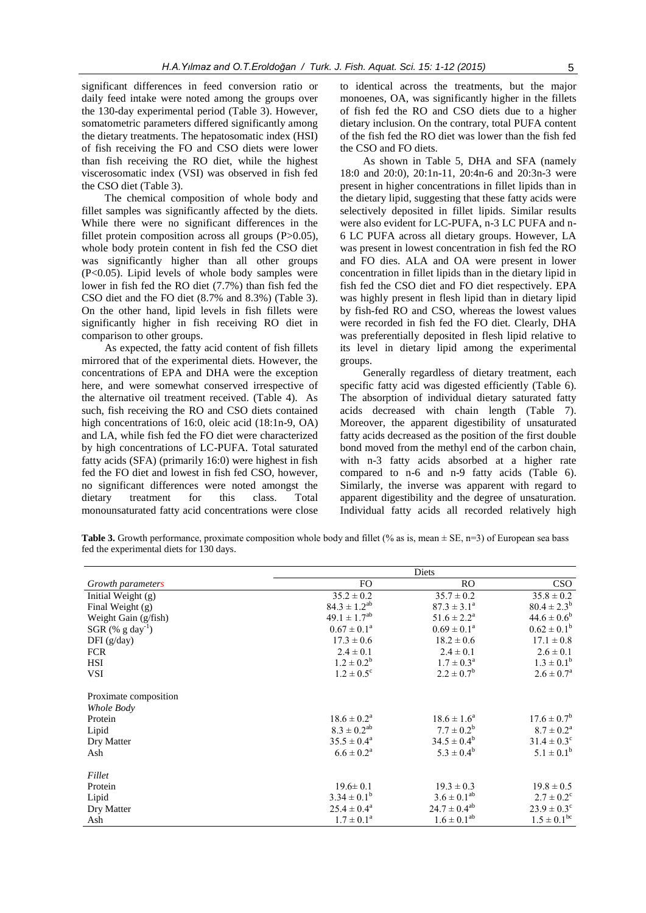significant differences in feed conversion ratio or daily feed intake were noted among the groups over the 130-day experimental period (Table 3). However, somatometric parameters differed significantly among the dietary treatments. The hepatosomatic index (HSI) of fish receiving the FO and CSO diets were lower than fish receiving the RO diet, while the highest viscerosomatic index (VSI) was observed in fish fed the CSO diet (Table 3).

The chemical composition of whole body and fillet samples was significantly affected by the diets. While there were no significant differences in the fillet protein composition across all groups ($P>0.05$), whole body protein content in fish fed the CSO diet was significantly higher than all other groups ($P<0.05$). Lipid levels of whole body samples were lower in fish fed the RO diet (7.7%) than fish fed the CSO diet and the FO diet (8.7% and 8.3%) (Table 3). On the other hand, lipid levels in fish fillets were significantly higher in fish receiving RO diet in comparison to other groups.

As expected, the fatty acid content of fish fillets mirrored that of the experimental diets. However, the concentrations of EPA and DHA were the exception here, and were somewhat conserved irrespective of the alternative oil treatment received. (Table 4). As such, fish receiving the RO and CSO diets contained high concentrations of 16:0, oleic acid (18:1n-9, OA) and LA, while fish fed the FO diet were characterized by high concentrations of LC-PUFA. Total saturated fatty acids (SFA) (primarily 16:0) were highest in fish fed the FO diet and lowest in fish fed CSO, however, no significant differences were noted amongst the dietary treatment for this class. Total monounsaturated fatty acid concentrations were close to identical across the treatments, but the major monoenes, OA, was significantly higher in the fillets of fish fed the RO and CSO diets due to a higher dietary inclusion. On the contrary, total PUFA content of the fish fed the RO diet was lower than the fish fed the CSO and FO diets.

As shown in Table 5, DHA and SFA (namely 18:0 and 20:0), 20:1n-11, 20:4n-6 and 20:3n-3 were present in higher concentrations in fillet lipids than in the dietary lipid, suggesting that these fatty acids were selectively deposited in fillet lipids. Similar results were also evident for LC-PUFA, n-3 LC PUFA and n-6 LC PUFA across all dietary groups. However, LA was present in lowest concentration in fish fed the RO and FO dies. ALA and OA were present in lower concentration in fillet lipids than in the dietary lipid in fish fed the CSO diet and FO diet respectively. EPA was highly present in flesh lipid than in dietary lipid by fish-fed RO and CSO, whereas the lowest values were recorded in fish fed the FO diet. Clearly, DHA was preferentially deposited in flesh lipid relative to its level in dietary lipid among the experimental groups.

Generally regardless of dietary treatment, each specific fatty acid was digested efficiently (Table 6). The absorption of individual dietary saturated fatty acids decreased with chain length (Table 7). Moreover, the apparent digestibility of unsaturated fatty acids decreased as the position of the first double bond moved from the methyl end of the carbon chain, with n-3 fatty acids absorbed at a higher rate compared to n-6 and n-9 fatty acids (Table 6). Similarly, the inverse was apparent with regard to apparent digestibility and the degree of unsaturation. Individual fatty acids all recorded relatively high

**Table 3.** Growth performance, proximate composition whole body and fillet (% as is, mean ± SE, n=3) of European sea bass fed the experimental diets for 130 days.

| | Diets | | |
|---|---|---|---|
| *Growth parameters* | FO | RO | CSO |
| Initial Weight (g) | 35.2 ± 0.2 | 35.7 ± 0.2 | 35.8 ± 0.2 |
| Final Weight (g) | 84.3 ± 1.2$^{ab}$ | 87.3 ± 3.1$^{a}$ | 80.4 ± 2.3$^{b}$ |
| Weight Gain (g/fish) | 49.1 ± 1.7$^{ab}$ | 51.6 ± 2.2$^{a}$ | 44.6 ± 0.6$^{b}$ |
| SGR (% g day$^{-1}$) | 0.67 ± 0.1$^{a}$ | 0.69 ± 0.1$^{a}$ | 0.62 ± 0.1$^{b}$ |
| DFI (g/day) | 17.3 ± 0.6 | 18.2 ± 0.6 | 17.1 ± 0.8 |
| FCR | 2.4 ± 0.1 | 2.4 ± 0.1 | 2.6 ± 0.1 |
| HSI | 1.2 ± 0.2$^{b}$ | 1.7 ± 0.3$^{a}$ | 1.3 ± 0.1$^{b}$ |
| VSI | 1.2 ± 0.5$^{c}$ | 2.2 ± 0.7$^{b}$ | 2.6 ± 0.7$^{a}$ |
| | | | |
| Proximate composition | | | |
| *Whole Body* | | | |
| Protein | 18.6 ± 0.2$^{a}$ | 18.6 ± 1.6$^{a}$ | 17.6 ± 0.7$^{b}$ |
| Lipid | 8.3 ± 0.2$^{ab}$ | 7.7 ± 0.2$^{b}$ | 8.7 ± 0.2$^{a}$ |
| Dry Matter | 35.5 ± 0.4$^{a}$ | 34.5 ± 0.4$^{b}$ | 31.4 ± 0.3$^{c}$ |
| Ash | 6.6 ± 0.2$^{a}$ | 5.3 ± 0.4$^{b}$ | 5.1 ± 0.1$^{b}$ |
| | | | |
| *Fillet* | | | |
| Protein | 19.6± 0.1 | 19.3 ± 0.3 | 19.8 ± 0.5 |
| Lipid | 3.34 ± 0.1$^{b}$ | 3.6 ± 0.1$^{ab}$ | 2.7 ± 0.2$^{c}$ |
| Dry Matter | 25.4 ± 0.4$^{a}$ | 24.7 ± 0.4$^{ab}$ | 23.9 ± 0.3$^{c}$ |
| Ash | 1.7 ± 0.1$^{a}$ | 1.6 ± 0.1$^{ab}$ | 1.5 ± 0.1$^{bc}$ |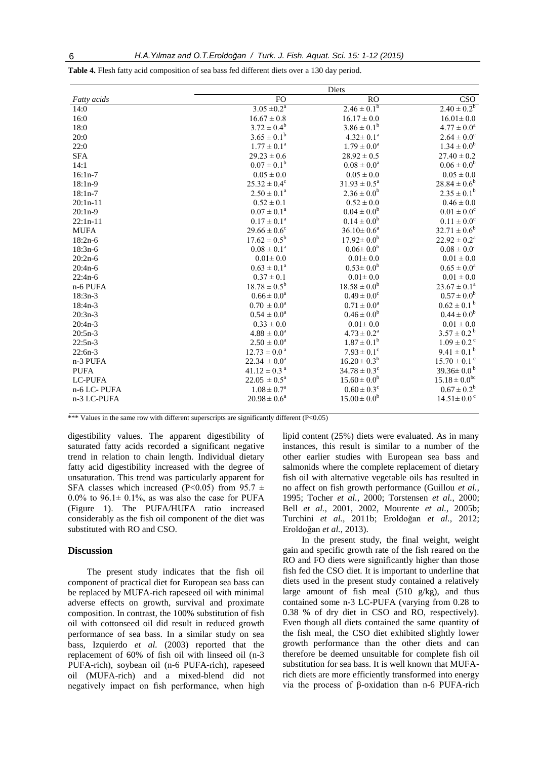**Table 4.** Flesh fatty acid composition of sea bass fed different diets over a 130 day period.

| | Diets | | |
|---|---|---|---|
| *Fatty acids* | FO | RO | CSO |
| 14:0 | 3.05 ±0.2[a] | 2.46 ± 0.1[b] | 2.40 ± 0.2[b] |
| 16:0 | 16.67 ± 0.8 | 16.17 ± 0.0 | 16.01± 0.0 |
| 18:0 | 3.72 ± 0.4[b] | 3.86 ± 0.1[b] | 4.77 ± 0.0[a] |
| 20:0 | 3.65 ± 0.1[b] | 4.32± 0.1[a] | 2.64 ± 0.0[c] |
| 22:0 | 1.77 ± 0.1[a] | 1.79 ± 0.0[a] | 1.34 ± 0.0[b] |
| SFA | 29.23 ± 0.6 | 28.92 ± 0.5 | 27.40 ± 0.2 |
| 14:1 | 0.07 ± 0.1[b] | 0.08 ± 0.0[a] | 0.06 ± 0.0[b] |
| 16:1n-7 | 0.05 ± 0.0 | 0.05 ± 0.0 | 0.05 ± 0.0 |
| 18:1n-9 | 25.32 ± 0.4[c] | 31.93 ± 0.5[a] | 28.84 ± 0.6[b] |
| 18:1n-7 | 2.50 ± 0.1[a] | 2.36 ± 0.0[b] | 2.35 ± 0.1[b] |
| 20:1n-11 | 0.52 ± 0.1 | 0.52 ± 0.0 | 0.46 ± 0.0 |
| 20:1n-9 | 0.07 ± 0.1[a] | 0.04 ± 0.0[b] | 0.01 ± 0.0[c] |
| 22:1n-11 | 0.17 ± 0.1[a] | 0.14 ± 0.0[b] | 0.11 ± 0.0[c] |
| MUFA | 29.66 ± 0.6[c] | 36.10± 0.6[a] | 32.71 ± 0.6[b] |
| 18:2n-6 | 17.62 ± 0.5[b] | 17.92± 0.0[b] | 22.92 ± 0.2[a] |
| 18:3n-6 | 0.08 ± 0.1[a] | 0.06± 0.0[b] | 0.08 ± 0.0[a] |
| 20:2n-6 | 0.01± 0.0 | 0.01± 0.0 | 0.01 ± 0.0 |
| 20:4n-6 | 0.63 ± 0.1[a] | 0.53± 0.0[b] | 0.65 ± 0.0[a] |
| 22:4n-6 | 0.37 ± 0.1 | 0.01± 0.0 | 0.01 ± 0.0 |
| n-6 PUFA | 18.78 ± 0.5[b] | 18.58 ± 0.0[b] | 23.67 ± 0.1[a] |
| 18:3n-3 | 0.66 ± 0.0[a] | 0.49 ± 0.0[c] | 0.57 ± 0.0[b] |
| 18:4n-3 | 0.70 ± 0.0[a] | 0.71 ± 0.0[a] | 0.62 ± 0.1[b] |
| 20:3n-3 | 0.54 ± 0.0[a] | 0.46 ± 0.0[b] | 0.44 ± 0.0[b] |
| 20:4n-3 | 0.33 ± 0.0 | 0.01± 0.0 | 0.01 ± 0.0 |
| 20:5n-3 | 4.88 ± 0.0[a] | 4.73 ± 0.2[a] | 3.57 ± 0.2[b] |
| 22:5n-3 | 2.50 ± 0.0[a] | 1.87 ± 0.1[b] | 1.09 ± 0.2[c] |
| 22:6n-3 | 12.73 ± 0.0[a] | 7.93 ± 0.1[c] | 9.41 ± 0.1[b] |
| n-3 PUFA | 22.34 ± 0.0[a] | 16.20 ± 0.3[b] | 15.70 ± 0.1[c] |
| PUFA | 41.12 ± 0.3[a] | 34.78 ± 0.3[c] | 39.36± 0.0[b] |
| LC-PUFA | 22.05 ± 0.5[a] | 15.60 ± 0.0[b] | 15.18 ± 0.0[bc] |
| n-6 LC- PUFA | 1.08 ± 0.7[a] | 0.60 ± 0.3[c] | 0.67 ± 0.2[b] |
| n-3 LC-PUFA | 20.98 ± 0.6[a] | 15.00 ± 0.0[b] | 14.51± 0.0[c] |

*** Values in the same row with different superscripts are significantly different (P<0.05)

digestibility values. The apparent digestibility of saturated fatty acids recorded a significant negative trend in relation to chain length. Individual dietary fatty acid digestibility increased with the degree of unsaturation. This trend was particularly apparent for SFA classes which increased (P<0.05) from 95.7 ± 0.0% to 96.1± 0.1%, as was also the case for PUFA (Figure 1). The PUFA/HUFA ratio increased considerably as the fish oil component of the diet was substituted with RO and CSO.

## Discussion

The present study indicates that the fish oil component of practical diet for European sea bass can be replaced by MUFA-rich rapeseed oil with minimal adverse effects on growth, survival and proximate composition. In contrast, the 100% substitution of fish oil with cottonseed oil did result in reduced growth performance of sea bass. In a similar study on sea bass, Izquierdo *et al.* (2003) reported that the replacement of 60% of fish oil with linseed oil (n-3 PUFA-rich), soybean oil (n-6 PUFA-rich), rapeseed oil (MUFA-rich) and a mixed-blend did not negatively impact on fish performance, when high lipid content (25%) diets were evaluated. As in many instances, this result is similar to a number of the other earlier studies with European sea bass and salmonids where the complete replacement of dietary fish oil with alternative vegetable oils has resulted in no affect on fish growth performance (Guillou *et al.,* 1995; Tocher *et al.,* 2000; Torstensen *et al.,* 2000; Bell *et al.,* 2001, 2002, Mourente *et al.,* 2005b; Turchini *et al.,* 2011b; Eroldoğan *et al.,* 2012; Eroldoğan *et al.*, 2013).

In the present study, the final weight, weight gain and specific growth rate of the fish reared on the RO and FO diets were significantly higher than those fish fed the CSO diet. It is important to underline that diets used in the present study contained a relatively large amount of fish meal (510 g/kg), and thus contained some n-3 LC-PUFA (varying from 0.28 to 0.38 % of dry diet in CSO and RO, respectively). Even though all diets contained the same quantity of the fish meal, the CSO diet exhibited slightly lower growth performance than the other diets and can therefore be deemed unsuitable for complete fish oil substitution for sea bass. It is well known that MUFA-rich diets are more efficiently transformed into energy via the process of β-oxidation than n-6 PUFA-rich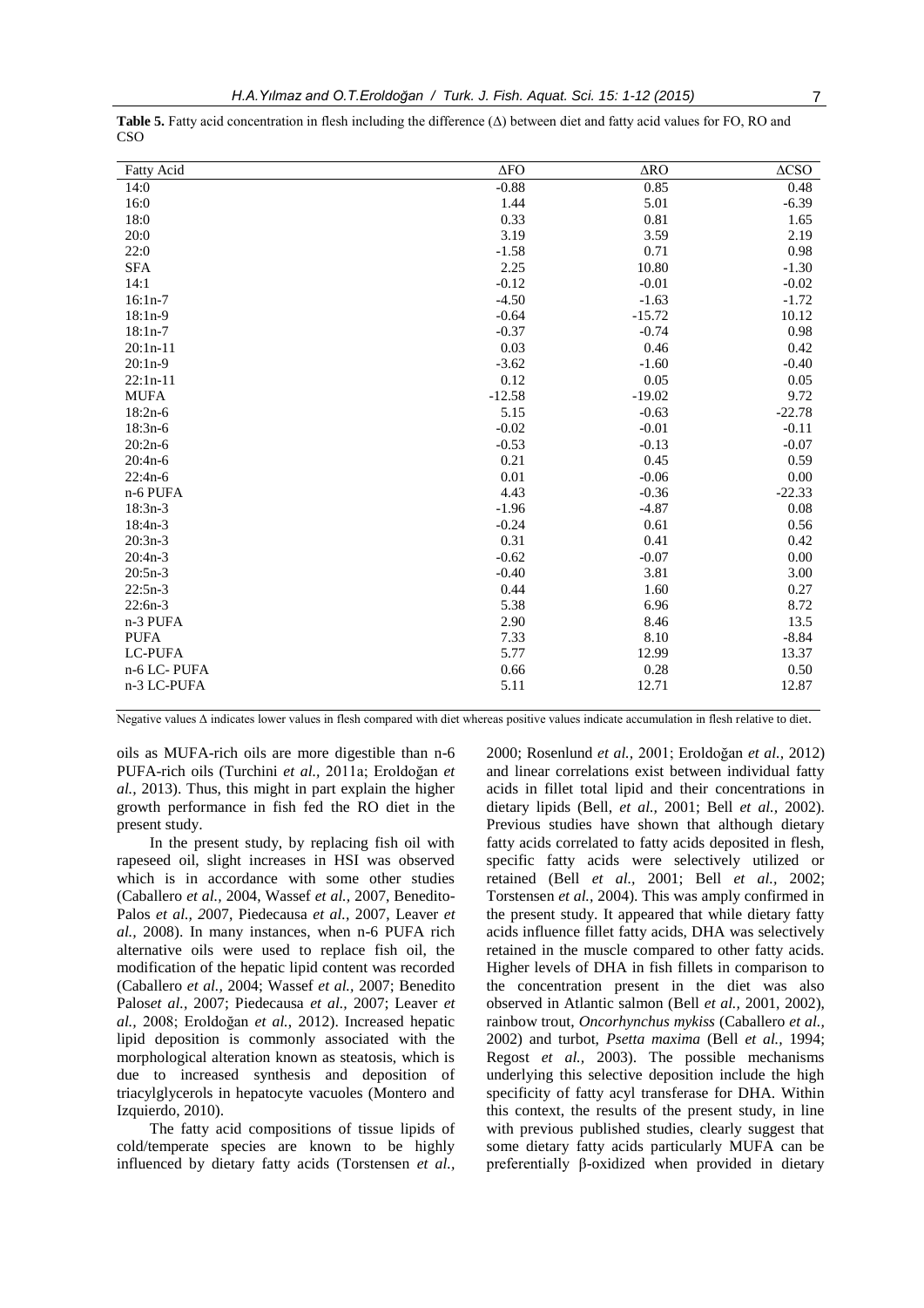**Table 5.** Fatty acid concentration in flesh including the difference (Δ) between diet and fatty acid values for FO, RO and CSO

| Fatty Acid | ΔFO | ΔRO | ΔCSO |
|---|---|---|---|
| 14:0 | -0.88 | 0.85 | 0.48 |
| 16:0 | 1.44 | 5.01 | -6.39 |
| 18:0 | 0.33 | 0.81 | 1.65 |
| 20:0 | 3.19 | 3.59 | 2.19 |
| 22:0 | -1.58 | 0.71 | 0.98 |
| SFA | 2.25 | 10.80 | -1.30 |
| 14:1 | -0.12 | -0.01 | -0.02 |
| 16:1n-7 | -4.50 | -1.63 | -1.72 |
| 18:1n-9 | -0.64 | -15.72 | 10.12 |
| 18:1n-7 | -0.37 | -0.74 | 0.98 |
| 20:1n-11 | 0.03 | 0.46 | 0.42 |
| 20:1n-9 | -3.62 | -1.60 | -0.40 |
| 22:1n-11 | 0.12 | 0.05 | 0.05 |
| MUFA | -12.58 | -19.02 | 9.72 |
| 18:2n-6 | 5.15 | -0.63 | -22.78 |
| 18:3n-6 | -0.02 | -0.01 | -0.11 |
| 20:2n-6 | -0.53 | -0.13 | -0.07 |
| 20:4n-6 | 0.21 | 0.45 | 0.59 |
| 22:4n-6 | 0.01 | -0.06 | 0.00 |
| n-6 PUFA | 4.43 | -0.36 | -22.33 |
| 18:3n-3 | -1.96 | -4.87 | 0.08 |
| 18:4n-3 | -0.24 | 0.61 | 0.56 |
| 20:3n-3 | 0.31 | 0.41 | 0.42 |
| 20:4n-3 | -0.62 | -0.07 | 0.00 |
| 20:5n-3 | -0.40 | 3.81 | 3.00 |
| 22:5n-3 | 0.44 | 1.60 | 0.27 |
| 22:6n-3 | 5.38 | 6.96 | 8.72 |
| n-3 PUFA | 2.90 | 8.46 | 13.5 |
| PUFA | 7.33 | 8.10 | -8.84 |
| LC-PUFA | 5.77 | 12.99 | 13.37 |
| n-6 LC- PUFA | 0.66 | 0.28 | 0.50 |
| n-3 LC-PUFA | 5.11 | 12.71 | 12.87 |

Negative values Δ indicates lower values in flesh compared with diet whereas positive values indicate accumulation in flesh relative to diet.

oils as MUFA-rich oils are more digestible than n-6 PUFA-rich oils (Turchini *et al.,* 2011a; Eroldoğan *et al.,* 2013). Thus, this might in part explain the higher growth performance in fish fed the RO diet in the present study.

In the present study, by replacing fish oil with rapeseed oil, slight increases in HSI was observed which is in accordance with some other studies (Caballero *et al.,* 2004, Wassef *et al.,* 2007, Benedito-Palos *et al., 2*007, Piedecausa *et al.,* 2007, Leaver *et al.,* 2008). In many instances, when n-6 PUFA rich alternative oils were used to replace fish oil, the modification of the hepatic lipid content was recorded (Caballero *et al.,* 2004; Wassef *et al.,* 2007; Benedito Palos*et al.,* 2007; Piedecausa *et al.,* 2007; Leaver *et al.,* 2008; Eroldoğan *et al.*, 2012). Increased hepatic lipid deposition is commonly associated with the morphological alteration known as steatosis, which is due to increased synthesis and deposition of triacylglycerols in hepatocyte vacuoles (Montero and Izquierdo, 2010).

The fatty acid compositions of tissue lipids of cold/temperate species are known to be highly influenced by dietary fatty acids (Torstensen *et al.,* 2000; Rosenlund *et al.,* 2001; Eroldoğan *et al.,* 2012) and linear correlations exist between individual fatty acids in fillet total lipid and their concentrations in dietary lipids (Bell, *et al.,* 2001; Bell *et al.,* 2002). Previous studies have shown that although dietary fatty acids correlated to fatty acids deposited in flesh, specific fatty acids were selectively utilized or retained (Bell *et al.,* 2001; Bell *et al.,* 2002; Torstensen *et al.*, 2004). This was amply confirmed in the present study. It appeared that while dietary fatty acids influence fillet fatty acids, DHA was selectively retained in the muscle compared to other fatty acids. Higher levels of DHA in fish fillets in comparison to the concentration present in the diet was also observed in Atlantic salmon (Bell *et al.,* 2001, 2002), rainbow trout, *Oncorhynchus mykiss* (Caballero *et al.,* 2002) and turbot, *Psetta maxima* (Bell *et al.,* 1994; Regost *et al.,* 2003). The possible mechanisms underlying this selective deposition include the high specificity of fatty acyl transferase for DHA. Within this context, the results of the present study, in line with previous published studies, clearly suggest that some dietary fatty acids particularly MUFA can be preferentially β-oxidized when provided in dietary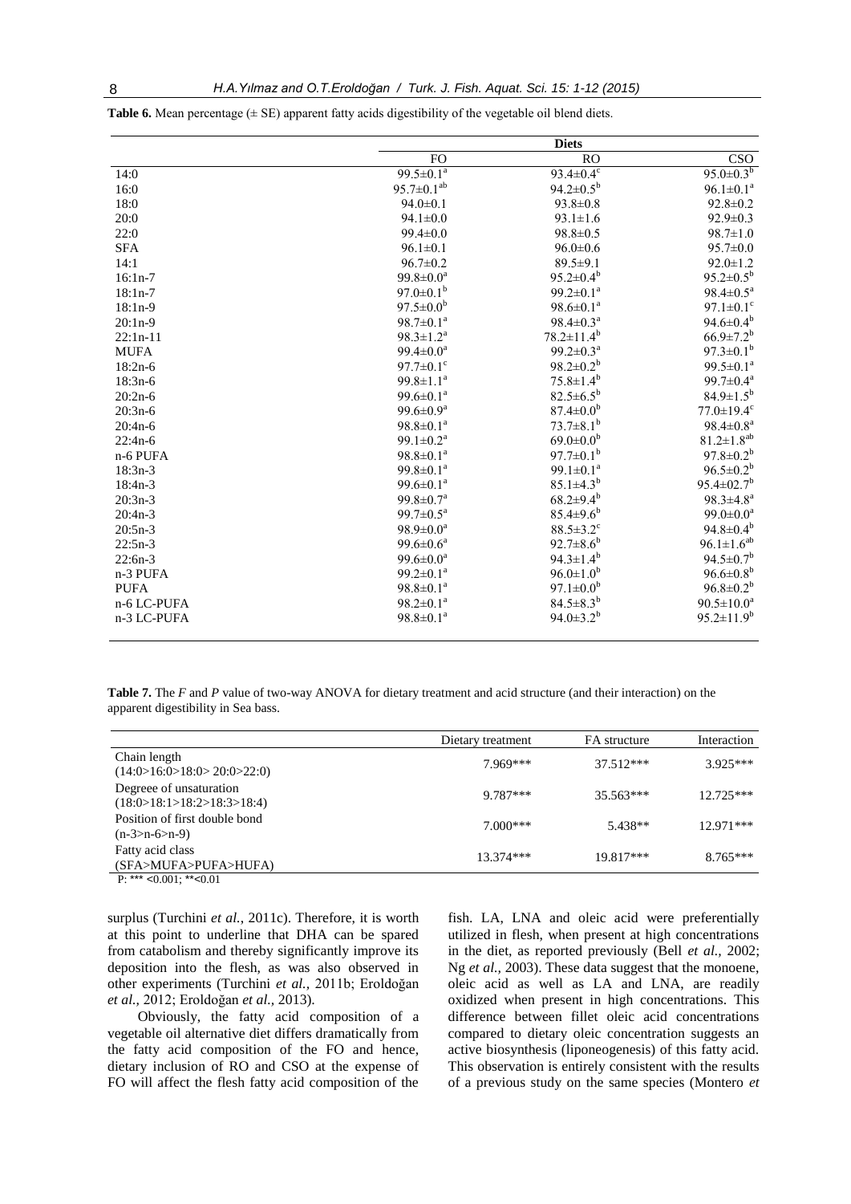**Table 6.** Mean percentage (± SE) apparent fatty acids digestibility of the vegetable oil blend diets.

| | Diets | | |
|---|---|---|---|
| | FO | RO | CSO |
| 14:0 | 99.5±0.1$^{a}$ | 93.4±0.4$^{c}$ | 95.0±0.3$^{b}$ |
| 16:0 | 95.7±0.1$^{ab}$ | 94.2±0.5$^{b}$ | 96.1±0.1$^{a}$ |
| 18:0 | 94.0±0.1 | 93.8±0.8 | 92.8±0.2 |
| 20:0 | 94.1±0.0 | 93.1±1.6 | 92.9±0.3 |
| 22:0 | 99.4±0.0 | 98.8±0.5 | 98.7±1.0 |
| SFA | 96.1±0.1 | 96.0±0.6 | 95.7±0.0 |
| 14:1 | 96.7±0.2 | 89.5±9.1 | 92.0±1.2 |
| 16:1n-7 | 99.8±0.0$^{a}$ | 95.2±0.4$^{b}$ | 95.2±0.5$^{b}$ |
| 18:1n-7 | 97.0±0.1$^{b}$ | 99.2±0.1$^{a}$ | 98.4±0.5$^{a}$ |
| 18:1n-9 | 97.5±0.0$^{b}$ | 98.6±0.1$^{a}$ | 97.1±0.1$^{c}$ |
| 20:1n-9 | 98.7±0.1$^{a}$ | 98.4±0.3$^{a}$ | 94.6±0.4$^{b}$ |
| 22:1n-11 | 98.3±1.2$^{a}$ | 78.2±11.4$^{b}$ | 66.9±7.2$^{b}$ |
| MUFA | 99.4±0.0$^{a}$ | 99.2±0.3$^{a}$ | 97.3±0.1$^{b}$ |
| 18:2n-6 | 97.7±0.1$^{c}$ | 98.2±0.2$^{b}$ | 99.5±0.1$^{a}$ |
| 18:3n-6 | 99.8±1.1$^{a}$ | 75.8±1.4$^{b}$ | 99.7±0.4$^{a}$ |
| 20:2n-6 | 99.6±0.1$^{a}$ | 82.5±6.5$^{b}$ | 84.9±1.5$^{b}$ |
| 20:3n-6 | 99.6±0.9$^{a}$ | 87.4±0.0$^{b}$ | 77.0±19.4$^{c}$ |
| 20:4n-6 | 98.8±0.1$^{a}$ | 73.7±8.1$^{b}$ | 98.4±0.8$^{a}$ |
| 22:4n-6 | 99.1±0.2$^{a}$ | 69.0±0.0$^{b}$ | 81.2±1.8$^{ab}$ |
| n-6 PUFA | 98.8±0.1$^{a}$ | 97.7±0.1$^{b}$ | 97.8±0.2$^{b}$ |
| 18:3n-3 | 99.8±0.1$^{a}$ | 99.1±0.1$^{a}$ | 96.5±0.2$^{b}$ |
| 18:4n-3 | 99.6±0.1$^{a}$ | 85.1±4.3$^{b}$ | 95.4±02.7$^{b}$ |
| 20:3n-3 | 99.8±0.7$^{a}$ | 68.2±9.4$^{b}$ | 98.3±4.8$^{a}$ |
| 20:4n-3 | 99.7±0.5$^{a}$ | 85.4±9.6$^{b}$ | 99.0±0.0$^{a}$ |
| 20:5n-3 | 98.9±0.0$^{a}$ | 88.5±3.2$^{c}$ | 94.8±0.4$^{b}$ |
| 22:5n-3 | 99.6±0.6$^{a}$ | 92.7±8.6$^{b}$ | 96.1±1.6$^{ab}$ |
| 22:6n-3 | 99.6±0.0$^{a}$ | 94.3±1.4$^{b}$ | 94.5±0.7$^{b}$ |
| n-3 PUFA | 99.2±0.1$^{a}$ | 96.0±1.0$^{b}$ | 96.6±0.8$^{b}$ |
| PUFA | 98.8±0.1$^{a}$ | 97.1±0.0$^{b}$ | 96.8±0.2$^{b}$ |
| n-6 LC-PUFA | 98.2±0.1$^{a}$ | 84.5±8.3$^{b}$ | 90.5±10.0$^{a}$ |
| n-3 LC-PUFA | 98.8±0.1$^{a}$ | 94.0±3.2$^{b}$ | 95.2±11.9$^{b}$ |

**Table 7.** The *F* and *P* value of two-way ANOVA for dietary treatment and acid structure (and their interaction) on the apparent digestibility in Sea bass.

| | Dietary treatment | FA structure | Interaction |
|---|---|---|---|
| Chain length (14:0>16:0>18:0> 20:0>22:0) | 7.969*** | 37.512*** | 3.925*** |
| Degreee of unsaturation (18:0>18:1>18:2>18:3>18:4) | 9.787*** | 35.563*** | 12.725*** |
| Position of first double bond (n-3>n-6>n-9) | 7.000*** | 5.438** | 12.971*** |
| Fatty acid class (SFA>MUFA>PUFA>HUFA) | 13.374*** | 19.817*** | 8.765*** |

P: *** <0.001; **<0.01

surplus (Turchini *et al.*, 2011c). Therefore, it is worth at this point to underline that DHA can be spared from catabolism and thereby significantly improve its deposition into the flesh, as was also observed in other experiments (Turchini *et al.*, 2011b; Eroldoğan *et al.*, 2012; Eroldoğan *et al.*, 2013).

Obviously, the fatty acid composition of a vegetable oil alternative diet differs dramatically from the fatty acid composition of the FO and hence, dietary inclusion of RO and CSO at the expense of FO will affect the flesh fatty acid composition of the fish. LA, LNA and oleic acid were preferentially utilized in flesh, when present at high concentrations in the diet, as reported previously (Bell *et al.*, 2002; Ng *et al.*, 2003). These data suggest that the monoene, oleic acid as well as LA and LNA, are readily oxidized when present in high concentrations. This difference between fillet oleic acid concentrations compared to dietary oleic concentration suggests an active biosynthesis (liponeogenesis) of this fatty acid. This observation is entirely consistent with the results of a previous study on the same species (Montero *et*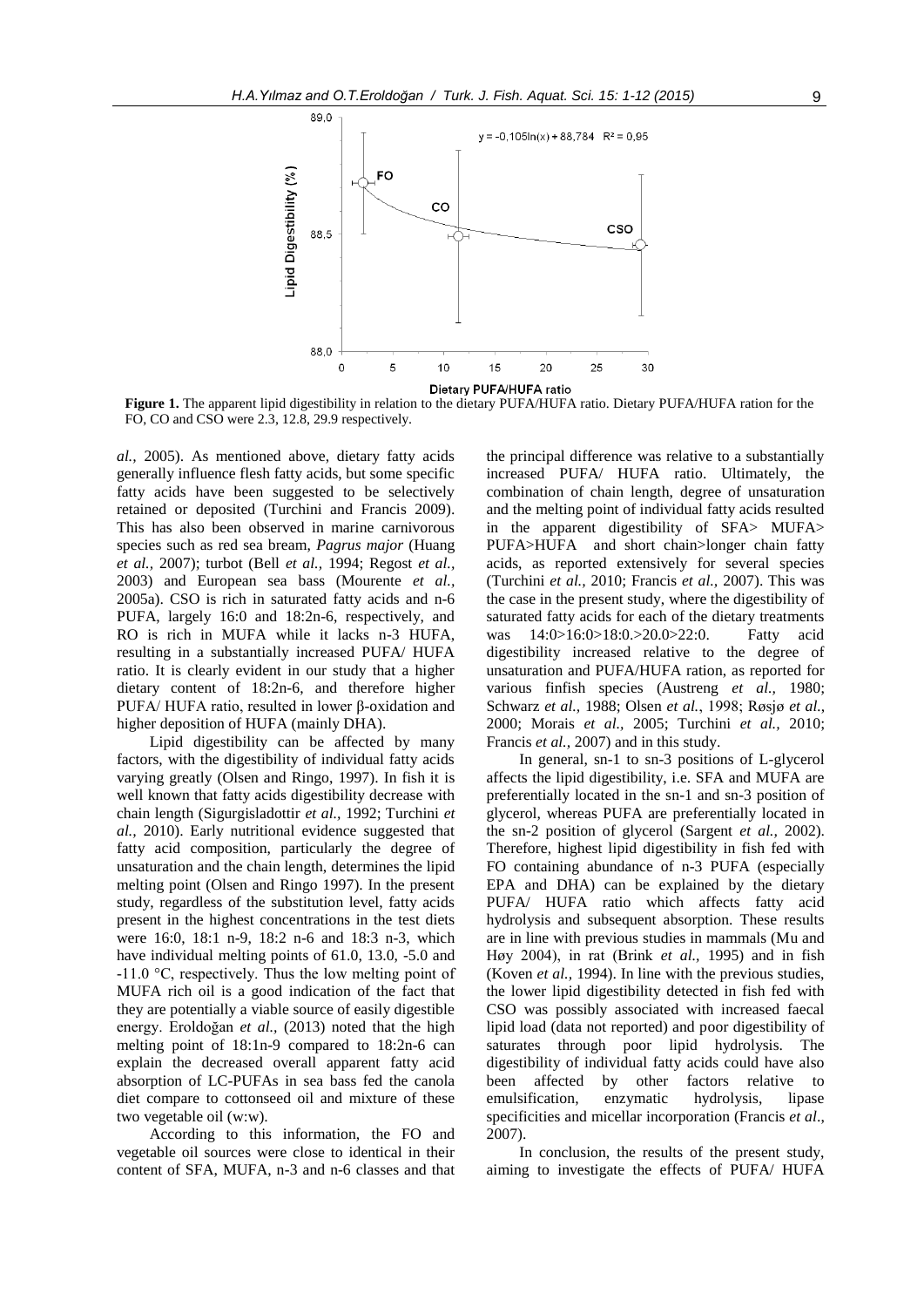**Figure 1.** The apparent lipid digestibility in relation to the dietary PUFA/HUFA ratio. Dietary PUFA/HUFA ration for the FO, CO and CSO were 2.3, 12.8, 29.9 respectively.

*al.,* 2005). As mentioned above, dietary fatty acids generally influence flesh fatty acids, but some specific fatty acids have been suggested to be selectively retained or deposited (Turchini and Francis 2009). This has also been observed in marine carnivorous species such as red sea bream, *Pagrus major* (Huang *et al.,* 2007); turbot (Bell *et al.,* 1994; Regost *et al.,* 2003) and European sea bass (Mourente *et al.,* 2005a). CSO is rich in saturated fatty acids and n-6 PUFA, largely 16:0 and 18:2n-6, respectively, and RO is rich in MUFA while it lacks n-3 HUFA, resulting in a substantially increased PUFA/ HUFA ratio. It is clearly evident in our study that a higher dietary content of 18:2n-6, and therefore higher PUFA/ HUFA ratio, resulted in lower β-oxidation and higher deposition of HUFA (mainly DHA).

Lipid digestibility can be affected by many factors, with the digestibility of individual fatty acids varying greatly (Olsen and Ringo, 1997). In fish it is well known that fatty acids digestibility decrease with chain length (Sigurgisladottir *et al.,* 1992; Turchini *et al.,* 2010). Early nutritional evidence suggested that fatty acid composition, particularly the degree of unsaturation and the chain length, determines the lipid melting point (Olsen and Ringo 1997). In the present study, regardless of the substitution level, fatty acids present in the highest concentrations in the test diets were 16:0, 18:1 n-9, 18:2 n-6 and 18:3 n-3, which have individual melting points of 61.0, 13.0, -5.0 and -11.0 °C, respectively. Thus the low melting point of MUFA rich oil is a good indication of the fact that they are potentially a viable source of easily digestible energy. Eroldoğan *et al.,* (2013) noted that the high melting point of 18:1n-9 compared to 18:2n-6 can explain the decreased overall apparent fatty acid absorption of LC-PUFAs in sea bass fed the canola diet compare to cottonseed oil and mixture of these two vegetable oil (w:w).

According to this information, the FO and vegetable oil sources were close to identical in their content of SFA, MUFA, n-3 and n-6 classes and that the principal difference was relative to a substantially increased PUFA/ HUFA ratio. Ultimately, the combination of chain length, degree of unsaturation and the melting point of individual fatty acids resulted in the apparent digestibility of SFA> MUFA> PUFA>HUFA and short chain>longer chain fatty acids, as reported extensively for several species (Turchini *et al.,* 2010; Francis *et al.,* 2007). This was the case in the present study, where the digestibility of saturated fatty acids for each of the dietary treatments was 14:0>16:0>18:0.>20.0>22:0. Fatty acid digestibility increased relative to the degree of unsaturation and PUFA/HUFA ration, as reported for various finfish species (Austreng *et al.,* 1980; Schwarz *et al.,* 1988; Olsen *et al.*, 1998; Røsjø *et al.,* 2000; Morais *et al.,* 2005; Turchini *et al.,* 2010; Francis *et al.,* 2007) and in this study.

In general, sn-1 to sn-3 positions of L-glycerol affects the lipid digestibility, i.e. SFA and MUFA are preferentially located in the sn-1 and sn-3 position of glycerol, whereas PUFA are preferentially located in the sn-2 position of glycerol (Sargent *et al.,* 2002). Therefore, highest lipid digestibility in fish fed with FO containing abundance of n-3 PUFA (especially EPA and DHA) can be explained by the dietary PUFA/ HUFA ratio which affects fatty acid hydrolysis and subsequent absorption. These results are in line with previous studies in mammals (Mu and Høy 2004), in rat (Brink *et al.,* 1995) and in fish (Koven *et al.,* 1994). In line with the previous studies, the lower lipid digestibility detected in fish fed with CSO was possibly associated with increased faecal lipid load (data not reported) and poor digestibility of saturates through poor lipid hydrolysis. The digestibility of individual fatty acids could have also been affected by other factors relative to emulsification, enzymatic hydrolysis, lipase specificities and micellar incorporation (Francis *et al*., 2007).

In conclusion, the results of the present study, aiming to investigate the effects of PUFA/ HUFA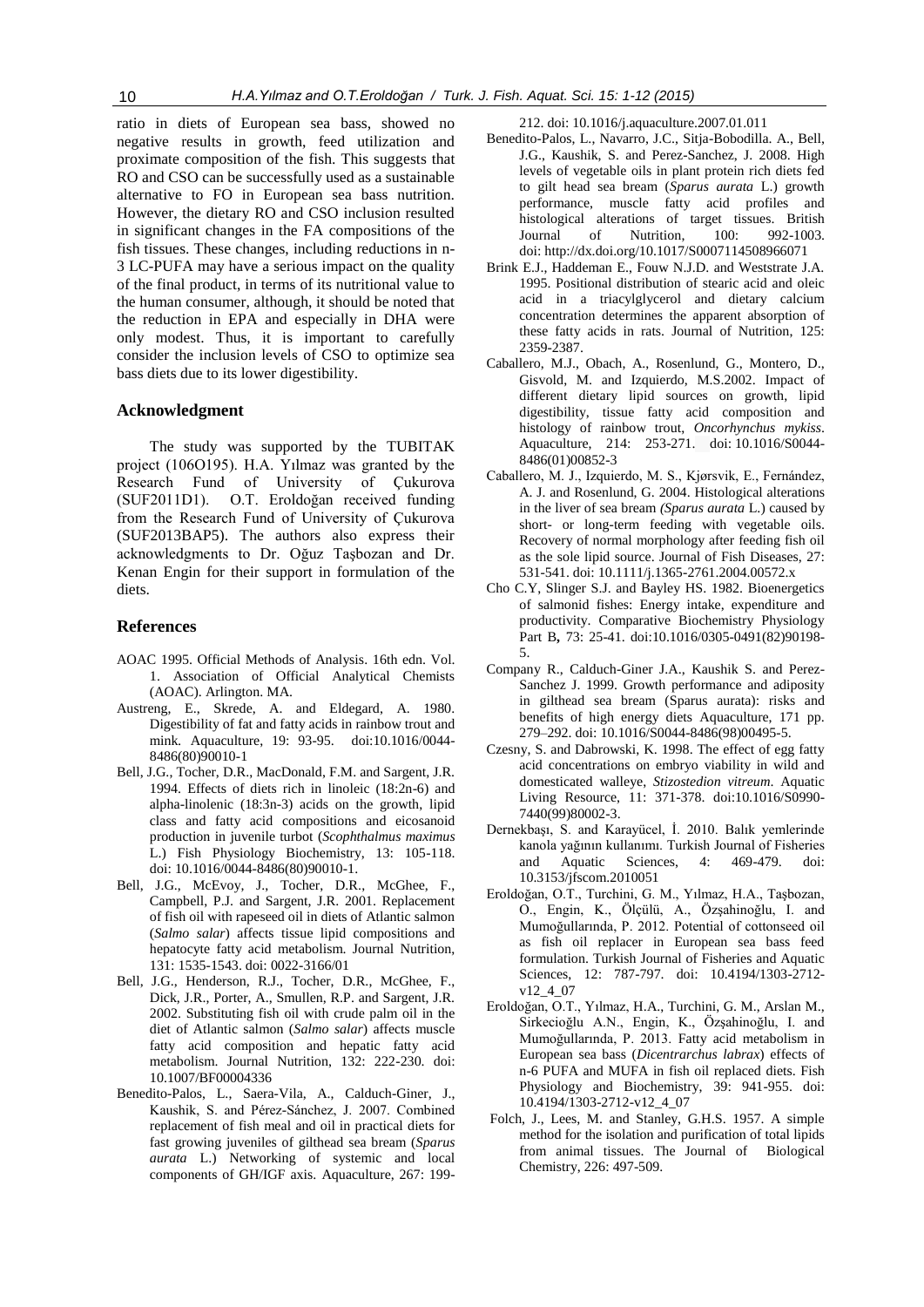ratio in diets of European sea bass, showed no negative results in growth, feed utilization and proximate composition of the fish. This suggests that RO and CSO can be successfully used as a sustainable alternative to FO in European sea bass nutrition. However, the dietary RO and CSO inclusion resulted in significant changes in the FA compositions of the fish tissues. These changes, including reductions in n-3 LC-PUFA may have a serious impact on the quality of the final product, in terms of its nutritional value to the human consumer, although, it should be noted that the reduction in EPA and especially in DHA were only modest. Thus, it is important to carefully consider the inclusion levels of CSO to optimize sea bass diets due to its lower digestibility.

## Acknowledgment

The study was supported by the TUBITAK project (106O195). H.A. Yılmaz was granted by the Research Fund of University of Çukurova (SUF2011D1). O.T. Eroldoğan received funding from the Research Fund of University of Çukurova (SUF2013BAP5). The authors also express their acknowledgments to Dr. Oğuz Taşbozan and Dr. Kenan Engin for their support in formulation of the diets.

## References

AOAC 1995. Official Methods of Analysis. 16th edn. Vol. 1. Association of Official Analytical Chemists (AOAC). Arlington. MA.

Austreng, E., Skrede, A. and Eldegard, A. 1980. Digestibility of fat and fatty acids in rainbow trout and mink. Aquaculture, 19: 93-95. doi:10.1016/0044-8486(80)90010-1

Bell, J.G., Tocher, D.R., MacDonald, F.M. and Sargent, J.R. 1994. Effects of diets rich in linoleic (18:2n-6) and alpha-linolenic (18:3n-3) acids on the growth, lipid class and fatty acid compositions and eicosanoid production in juvenile turbot (*Scophthalmus maximus* L.) Fish Physiology Biochemistry, 13: 105-118. doi: 10.1016/0044-8486(80)90010-1.

Bell, J.G., McEvoy, J., Tocher, D.R., McGhee, F., Campbell, P.J. and Sargent, J.R. 2001. Replacement of fish oil with rapeseed oil in diets of Atlantic salmon (*Salmo salar*) affects tissue lipid compositions and hepatocyte fatty acid metabolism. Journal Nutrition, 131: 1535-1543. doi: 0022-3166/01

Bell, J.G., Henderson, R.J., Tocher, D.R., McGhee, F., Dick, J.R., Porter, A., Smullen, R.P. and Sargent, J.R. 2002. Substituting fish oil with crude palm oil in the diet of Atlantic salmon (*Salmo salar*) affects muscle fatty acid composition and hepatic fatty acid metabolism. Journal Nutrition, 132: 222-230. doi: 10.1007/BF00004336

Benedito-Palos, L., Saera-Vila, A., Calduch-Giner, J., Kaushik, S. and Pérez-Sánchez, J. 2007. Combined replacement of fish meal and oil in practical diets for fast growing juveniles of gilthead sea bream (*Sparus aurata* L.) Networking of systemic and local components of GH/IGF axis. Aquaculture, 267: 199-212. doi: 10.1016/j.aquaculture.2007.01.011

Benedito-Palos, L., Navarro, J.C., Sitja-Bobodilla. A., Bell, J.G., Kaushik, S. and Perez-Sanchez, J. 2008. High levels of vegetable oils in plant protein rich diets fed to gilt head sea bream (*Sparus aurata* L.) growth performance, muscle fatty acid profiles and histological alterations of target tissues. British Journal of Nutrition, 100: 992-1003. doi: http://dx.doi.org/10.1017/S0007114508966071

Brink E.J., Haddeman E., Fouw N.J.D. and Weststrate J.A. 1995. Positional distribution of stearic acid and oleic acid in a triacylglycerol and dietary calcium concentration determines the apparent absorption of these fatty acids in rats. Journal of Nutrition, 125: 2359-2387.

Caballero, M.J., Obach, A., Rosenlund, G., Montero, D., Gisvold, M. and Izquierdo, M.S.2002. Impact of different dietary lipid sources on growth, lipid digestibility, tissue fatty acid composition and histology of rainbow trout, *Oncorhynchus mykiss*. Aquaculture, 214: 253-271. doi: 10.1016/S0044-8486(01)00852-3

Caballero, M. J., Izquierdo, M. S., Kjørsvik, E., Fernández, A. J. and Rosenlund, G. 2004. Histological alterations in the liver of sea bream *(Sparus aurata* L.) caused by short- or long-term feeding with vegetable oils. Recovery of normal morphology after feeding fish oil as the sole lipid source. Journal of Fish Diseases, 27: 531-541. doi: 10.1111/j.1365-2761.2004.00572.x

Cho C.Y, Slinger S.J. and Bayley HS. 1982. Bioenergetics of salmonid fishes: Energy intake, expenditure and productivity. Comparative Biochemistry Physiology Part B**,** 73: 25-41. doi:10.1016/0305-0491(82)90198-5.

Company R., Calduch-Giner J.A., Kaushik S. and Perez-Sanchez J. 1999. Growth performance and adiposity in gilthead sea bream (Sparus aurata): risks and benefits of high energy diets Aquaculture, 171 pp. 279–292. doi: 10.1016/S0044-8486(98)00495-5.

Czesny, S. and Dabrowski, K. 1998. The effect of egg fatty acid concentrations on embryo viability in wild and domesticated walleye, *Stizostedion vitreum*. Aquatic Living Resource, 11: 371-378. doi:10.1016/S0990-7440(99)80002-3.

Dernekbaşı, S. and Karayücel, İ. 2010. Balık yemlerinde kanola yağının kullanımı. Turkish Journal of Fisheries and Aquatic Sciences, 4: 469-479. doi: 10.3153/jfscom.2010051

Eroldoğan, O.T., Turchini, G. M., Yılmaz, H.A., Taşbozan, O., Engin, K., Ölçülü, A., Özşahinoğlu, I. and Mumoğullarında, P. 2012. Potential of cottonseed oil as fish oil replacer in European sea bass feed formulation. Turkish Journal of Fisheries and Aquatic Sciences, 12: 787-797. doi: 10.4194/1303-2712-v12_4_07

Eroldoğan, O.T., Yılmaz, H.A., Turchini, G. M., Arslan M., Sirkecioğlu A.N., Engin, K., Özşahinoğlu, I. and Mumoğullarında, P. 2013. Fatty acid metabolism in European sea bass (*Dicentrarchus labrax*) effects of n-6 PUFA and MUFA in fish oil replaced diets. Fish Physiology and Biochemistry, 39: 941-955. doi: 10.4194/1303-2712-v12_4_07

Folch, J., Lees, M. and Stanley, G.H.S. 1957. A simple method for the isolation and purification of total lipids from animal tissues. The Journal of Biological Chemistry, 226: 497-509.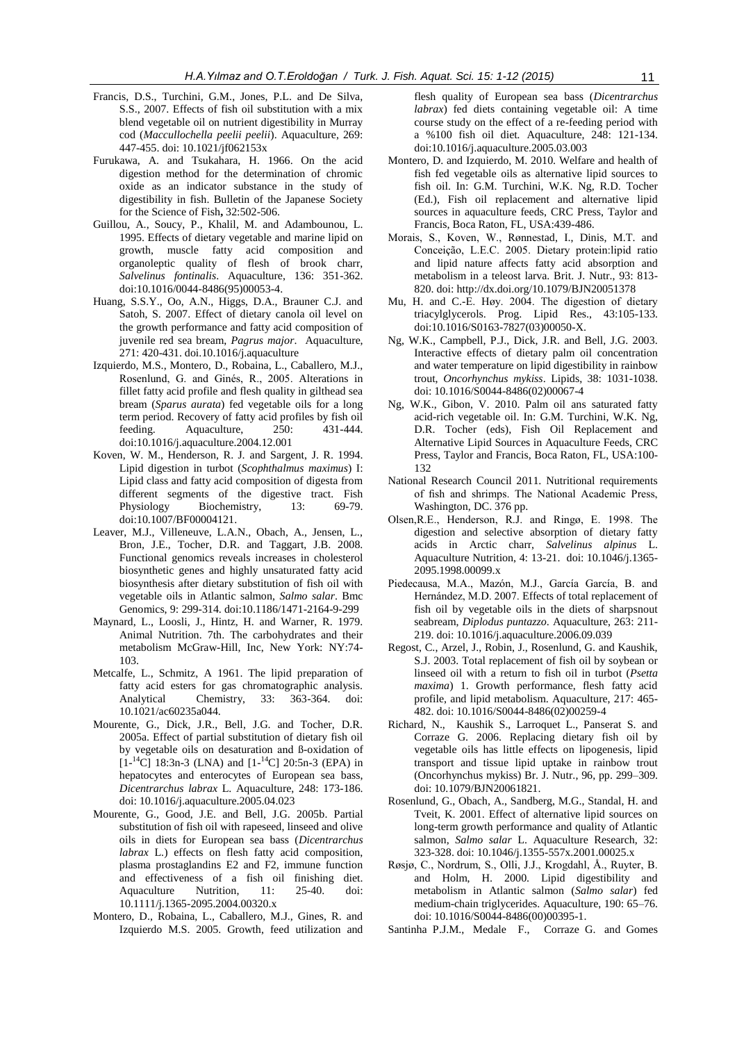Francis, D.S., Turchini, G.M., Jones, P.L. and De Silva, S.S., 2007. Effects of fish oil substitution with a mix blend vegetable oil on nutrient digestibility in Murray cod (*Maccullochella peelii peelii*). Aquaculture, 269: 447-455. doi: 10.1021/jf062153x

Furukawa, A. and Tsukahara, H. 1966. On the acid digestion method for the determination of chromic oxide as an indicator substance in the study of digestibility in fish. Bulletin of the Japanese Society for the Science of Fish**,** 32:502-506.

Guillou, A., Soucy, P., Khalil, M. and Adambounou, L. 1995. Effects of dietary vegetable and marine lipid on growth, muscle fatty acid composition and organoleptic quality of flesh of brook charr, *Salvelinus fontinalis*. Aquaculture, 136: 351-362. doi:10.1016/0044-8486(95)00053-4.

Huang, S.S.Y., Oo, A.N., Higgs, D.A., Brauner C.J. and Satoh, S. 2007. Effect of dietary canola oil level on the growth performance and fatty acid composition of juvenile red sea bream, *Pagrus major*. Aquaculture, 271: 420-431. doi.10.1016/j.aquaculture

Izquierdo, M.S., Montero, D., Robaina, L., Caballero, M.J., Rosenlund, G. and Ginés, R., 2005. Alterations in fillet fatty acid profile and flesh quality in gilthead sea bream (*Sparus aurata*) fed vegetable oils for a long term period. Recovery of fatty acid profiles by fish oil feeding. Aquaculture, 250: 431-444. doi:10.1016/j.aquaculture.2004.12.001

Koven, W. M., Henderson, R. J. and Sargent, J. R. 1994. Lipid digestion in turbot (*Scophthalmus maximus*) I: Lipid class and fatty acid composition of digesta from different segments of the digestive tract. Fish Physiology Biochemistry, 13: 69-79. doi:10.1007/BF00004121.

Leaver, M.J., Villeneuve, L.A.N., Obach, A., Jensen, L., Bron, J.E., Tocher, D.R. and Taggart, J.B. 2008. Functional genomics reveals increases in cholesterol biosynthetic genes and highly unsaturated fatty acid biosynthesis after dietary substitution of fish oil with vegetable oils in Atlantic salmon, *Salmo salar*. Bmc Genomics, 9: 299-314. doi:10.1186/1471-2164-9-299

Maynard, L., Loosli, J., Hintz, H. and Warner, R. 1979. Animal Nutrition. 7th. The carbohydrates and their metabolism McGraw-Hill, Inc, New York: NY:74-103.

Metcalfe, L., Schmitz, A 1961. The lipid preparation of fatty acid esters for gas chromatographic analysis. Analytical Chemistry, 33: 363-364. doi: 10.1021/ac60235a044.

Mourente, G., Dick, J.R., Bell, J.G. and Tocher, D.R. 2005a. Effect of partial substitution of dietary fish oil by vegetable oils on desaturation and ß-oxidation of [1-$^{14}$C] 18:3n-3 (LNA) and [1-$^{14}$C] 20:5n-3 (EPA) in hepatocytes and enterocytes of European sea bass, *Dicentrarchus labrax* L. Aquaculture, 248: 173-186. doi: 10.1016/j.aquaculture.2005.04.023

Mourente, G., Good, J.E. and Bell, J.G. 2005b. Partial substitution of fish oil with rapeseed, linseed and olive oils in diets for European sea bass (*Dicentrarchus labrax* L.) effects on flesh fatty acid composition, plasma prostaglandins E2 and F2, immune function and effectiveness of a fish oil finishing diet. Aquaculture Nutrition, 11: 25-40. doi: 10.1111/j.1365-2095.2004.00320.x

Montero, D., Robaina, L., Caballero, M.J., Gines, R. and Izquierdo M.S. 2005. Growth, feed utilization and flesh quality of European sea bass (*Dicentrarchus labrax*) fed diets containing vegetable oil: A time course study on the effect of a re-feeding period with a %100 fish oil diet. Aquaculture, 248: 121-134. doi:10.1016/j.aquaculture.2005.03.003

Montero, D. and Izquierdo, M. 2010. Welfare and health of fish fed vegetable oils as alternative lipid sources to fish oil. In: G.M. Turchini, W.K. Ng, R.D. Tocher (Ed.), Fish oil replacement and alternative lipid sources in aquaculture feeds, CRC Press, Taylor and Francis, Boca Raton, FL, USA:439-486.

Morais, S., Koven, W., Rønnestad, I., Dinis, M.T. and Conceição, L.E.C. 2005. Dietary protein:lipid ratio and lipid nature affects fatty acid absorption and metabolism in a teleost larva. Brit. J. Nutr., 93: 813-820. doi: http://dx.doi.org/10.1079/BJN20051378

Mu, H. and C.-E. Høy. 2004. The digestion of dietary triacylglycerols. Prog. Lipid Res., 43:105-133. doi:10.1016/S0163-7827(03)00050-X.

Ng, W.K., Campbell, P.J., Dick, J.R. and Bell, J.G. 2003. Interactive effects of dietary palm oil concentration and water temperature on lipid digestibility in rainbow trout, *Oncorhynchus mykiss*. Lipids, 38: 1031-1038. doi: 10.1016/S0044-8486(02)00067-4

Ng, W.K., Gibon, V. 2010. Palm oil ans saturated fatty acid-rich vegetable oil. In: G.M. Turchini, W.K. Ng, D.R. Tocher (eds), Fish Oil Replacement and Alternative Lipid Sources in Aquaculture Feeds, CRC Press, Taylor and Francis, Boca Raton, FL, USA:100-132

National Research Council 2011. Nutritional requirements of fish and shrimps. The National Academic Press, Washington, DC. 376 pp.

Olsen,R.E., Henderson, R.J. and Ringø, E. 1998. The digestion and selective absorption of dietary fatty acids in Arctic charr, *Salvelinus alpinus* L. Aquaculture Nutrition, 4: 13-21. doi: 10.1046/j.1365-2095.1998.00099.x

Piedecausa, M.A., Mazón, M.J., García García, B. and Hernández, M.D. 2007. Effects of total replacement of fish oil by vegetable oils in the diets of sharpsnout seabream, *Diplodus puntazzo*. Aquaculture, 263: 211-219. doi: 10.1016/j.aquaculture.2006.09.039

Regost, C., Arzel, J., Robin, J., Rosenlund, G. and Kaushik, S.J. 2003. Total replacement of fish oil by soybean or linseed oil with a return to fish oil in turbot (*Psetta maxima*) 1. Growth performance, flesh fatty acid profile, and lipid metabolism. Aquaculture, 217: 465-482. doi: 10.1016/S0044-8486(02)00259-4

Richard, N., Kaushik S., Larroquet L., Panserat S. and Corraze G. 2006. Replacing dietary fish oil by vegetable oils has little effects on lipogenesis, lipid transport and tissue lipid uptake in rainbow trout (Oncorhynchus mykiss) Br. J. Nutr., 96, pp. 299–309. doi: 10.1079/BJN20061821.

Rosenlund, G., Obach, A., Sandberg, M.G., Standal, H. and Tveit, K. 2001. Effect of alternative lipid sources on long-term growth performance and quality of Atlantic salmon, *Salmo salar* L. Aquaculture Research, 32: 323-328. doi: 10.1046/j.1355-557x.2001.00025.x

Røsjø, C., Nordrum, S., Olli, J.J., Krogdahl, Å., Ruyter, B. and Holm, H. 2000. Lipid digestibility and metabolism in Atlantic salmon (*Salmo salar*) fed medium-chain triglycerides. Aquaculture, 190: 65–76. doi: 10.1016/S0044-8486(00)00395-1.

Santinha P.J.M., Medale F., Corraze G. and Gomes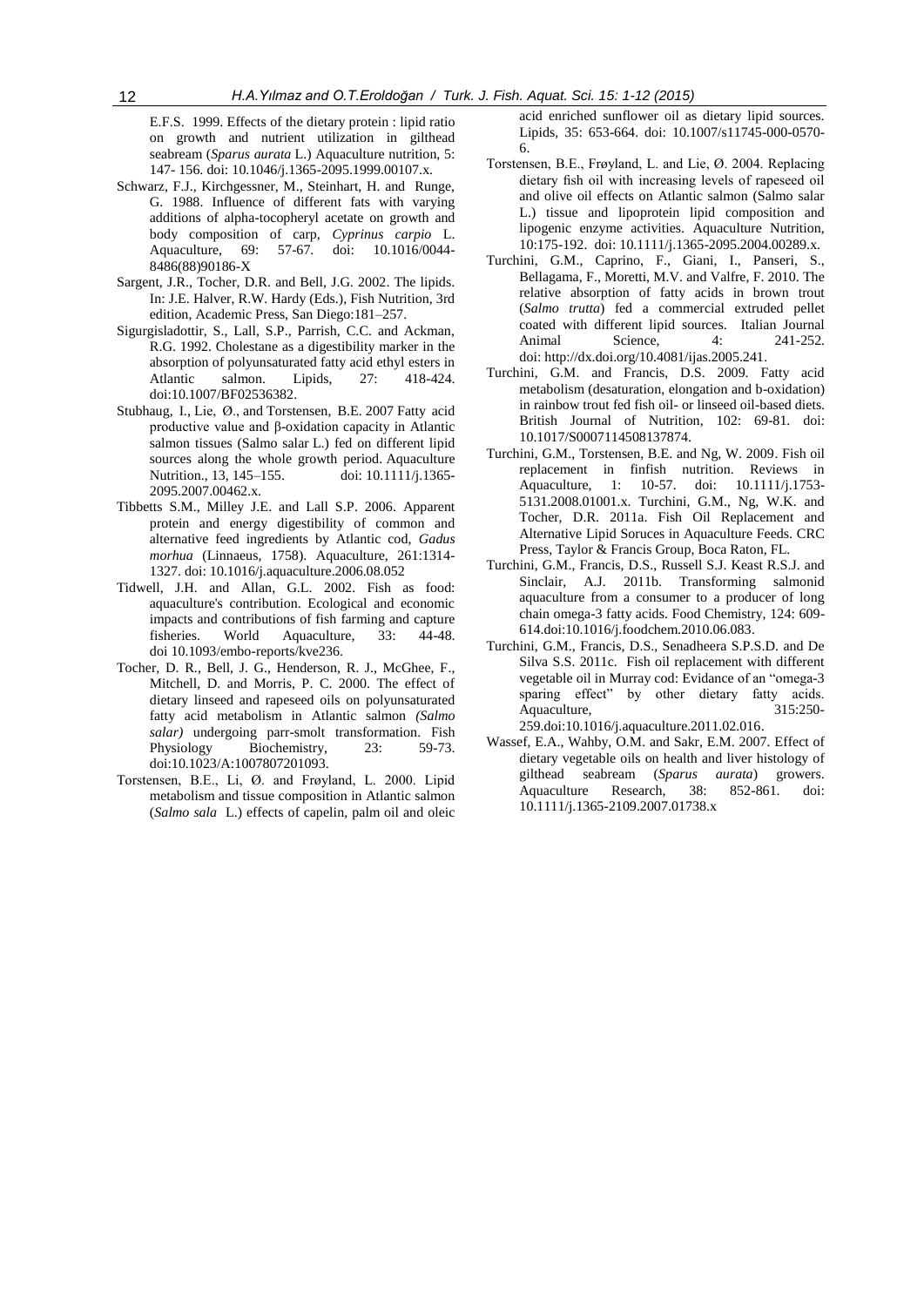E.F.S. 1999. Effects of the dietary protein : lipid ratio on growth and nutrient utilization in gilthead seabream (*Sparus aurata* L.) Aquaculture nutrition, 5: 147- 156. doi: 10.1046/j.1365-2095.1999.00107.x.

Schwarz, F.J., Kirchgessner, M., Steinhart, H. and Runge, G. 1988. Influence of different fats with varying additions of alpha-tocopheryl acetate on growth and body composition of carp, *Cyprinus carpio* L. Aquaculture, 69: 57-67. doi: 10.1016/0044-8486(88)90186-X

Sargent, J.R., Tocher, D.R. and Bell, J.G. 2002. The lipids. In: J.E. Halver, R.W. Hardy (Eds.), Fish Nutrition, 3rd edition, Academic Press, San Diego:181–257.

Sigurgisladottir, S., Lall, S.P., Parrish, C.C. and Ackman, R.G. 1992. Cholestane as a digestibility marker in the absorption of polyunsaturated fatty acid ethyl esters in Atlantic salmon. Lipids, 27: 418-424. doi:10.1007/BF02536382.

Stubhaug, I., Lie, Ø., and Torstensen, B.E. 2007 Fatty acid productive value and β-oxidation capacity in Atlantic salmon tissues (Salmo salar L.) fed on different lipid sources along the whole growth period. Aquaculture Nutrition., 13, 145–155. doi: 10.1111/j.1365-2095.2007.00462.x.

Tibbetts S.M., Milley J.E. and Lall S.P. 2006. Apparent protein and energy digestibility of common and alternative feed ingredients by Atlantic cod, *Gadus morhua* (Linnaeus, 1758). Aquaculture, 261:1314-1327. doi: 10.1016/j.aquaculture.2006.08.052

Tidwell, J.H. and Allan, G.L. 2002. Fish as food: aquaculture's contribution. Ecological and economic impacts and contributions of fish farming and capture fisheries. World Aquaculture, 33: 44-48. doi 10.1093/embo-reports/kve236.

Tocher, D. R., Bell, J. G., Henderson, R. J., McGhee, F., Mitchell, D. and Morris, P. C. 2000. The effect of dietary linseed and rapeseed oils on polyunsaturated fatty acid metabolism in Atlantic salmon *(Salmo salar)* undergoing parr-smolt transformation. Fish Physiology Biochemistry, 23: 59-73. doi:10.1023/A:1007807201093.

Torstensen, B.E., Li, Ø. and Frøyland, L. 2000. Lipid metabolism and tissue composition in Atlantic salmon (*Salmo sala* L.) effects of capelin, palm oil and oleic acid enriched sunflower oil as dietary lipid sources. Lipids, 35: 653-664. doi: 10.1007/s11745-000-0570-6.

Torstensen, B.E., Frøyland, L. and Lie, Ø. 2004. Replacing dietary fish oil with increasing levels of rapeseed oil and olive oil effects on Atlantic salmon (Salmo salar L.) tissue and lipoprotein lipid composition and lipogenic enzyme activities. Aquaculture Nutrition, 10:175-192. doi: 10.1111/j.1365-2095.2004.00289.x.

Turchini, G.M., Caprino, F., Giani, I., Panseri, S., Bellagama, F., Moretti, M.V. and Valfre, F. 2010. The relative absorption of fatty acids in brown trout (*Salmo trutta*) fed a commercial extruded pellet coated with different lipid sources. Italian Journal Animal Science, 4: 241-252. doi: http://dx.doi.org/10.4081/ijas.2005.241.

Turchini, G.M. and Francis, D.S. 2009. Fatty acid metabolism (desaturation, elongation and b-oxidation) in rainbow trout fed fish oil- or linseed oil-based diets. British Journal of Nutrition, 102: 69-81. doi: 10.1017/S0007114508137874.

Turchini, G.M., Torstensen, B.E. and Ng, W. 2009. Fish oil replacement in finfish nutrition. Reviews in Aquaculture, 1: 10-57. doi: 10.1111/j.1753-5131.2008.01001.x. Turchini, G.M., Ng, W.K. and Tocher, D.R. 2011a. Fish Oil Replacement and Alternative Lipid Soruces in Aquaculture Feeds. CRC Press, Taylor & Francis Group, Boca Raton, FL.

Turchini, G.M., Francis, D.S., Russell S.J. Keast R.S.J. and Sinclair, A.J. 2011b. Transforming salmonid aquaculture from a consumer to a producer of long chain omega-3 fatty acids. Food Chemistry, 124: 609-614.doi:10.1016/j.foodchem.2010.06.083.

Turchini, G.M., Francis, D.S., Senadheera S.P.S.D. and De Silva S.S. 2011c. Fish oil replacement with different vegetable oil in Murray cod: Evidance of an "omega-3 sparing effect" by other dietary fatty acids. Aquaculture, 315:250-259.doi:10.1016/j.aquaculture.2011.02.016.

Wassef, E.A., Wahby, O.M. and Sakr, E.M. 2007. Effect of dietary vegetable oils on health and liver histology of gilthead seabream (*Sparus aurata*) growers. Aquaculture Research, 38: 852-861. doi: 10.1111/j.1365-2109.2007.01738.x